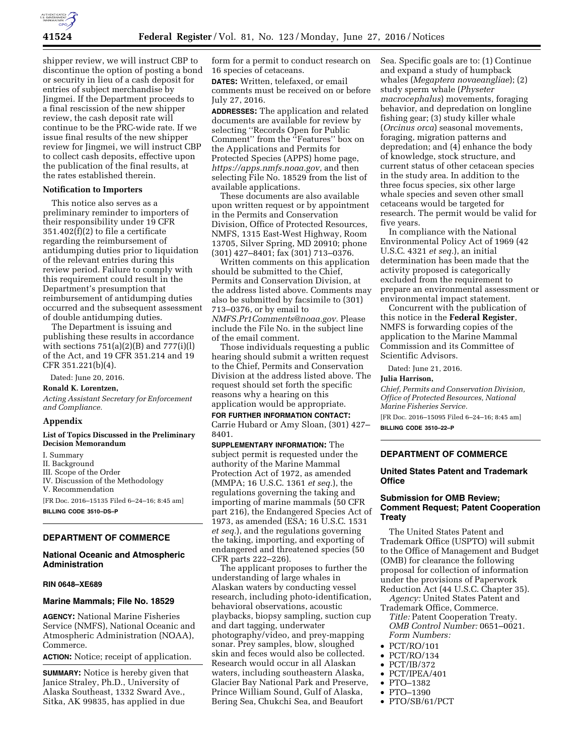shipper review, we will instruct CBP to discontinue the option of posting a bond or security in lieu of a cash deposit for entries of subject merchandise by Jingmei. If the Department proceeds to a final rescission of the new shipper review, the cash deposit rate will continue to be the PRC-wide rate. If we issue final results of the new shipper review for Jingmei, we will instruct CBP to collect cash deposits, effective upon the publication of the final results, at the rates established therein.

**Notification to Importers**

This notice also serves as a preliminary reminder to importers of their responsibility under 19 CFR 351.402(f)(2) to file a certificate regarding the reimbursement of antidumping duties prior to liquidation of the relevant entries during this review period. Failure to comply with this requirement could result in the Department's presumption that reimbursement of antidumping duties occurred and the subsequent assessment of double antidumping duties.

The Department is issuing and publishing these results in accordance with sections 751(a)(2)(B) and 777(i)(l) of the Act, and 19 CFR 351.214 and 19 CFR 351.221(b)(4).

Dated: June 20, 2016.

**Ronald K. Lorentzen,**

*Acting Assistant Secretary for Enforcement and Compliance.*

## Appendix

**List of Topics Discussed in the Preliminary Decision Memorandum**

I. Summary
II. Background
III. Scope of the Order
IV. Discussion of the Methodology
V. Recommendation

[FR Doc. 2016–15135 Filed 6–24–16; 8:45 am]

**BILLING CODE 3510–DS–P**

---

## DEPARTMENT OF COMMERCE

### National Oceanic and Atmospheric Administration

**RIN 0648–XE689**

### Marine Mammals; File No. 18529

**AGENCY:** National Marine Fisheries Service (NMFS), National Oceanic and Atmospheric Administration (NOAA), Commerce.

**ACTION:** Notice; receipt of application.

**SUMMARY:** Notice is hereby given that Janice Straley, Ph.D., University of Alaska Southeast, 1332 Sward Ave., Sitka, AK 99835, has applied in due form for a permit to conduct research on 16 species of cetaceans.

**DATES:** Written, telefaxed, or email comments must be received on or before July 27, 2016.

**ADDRESSES:** The application and related documents are available for review by selecting "Records Open for Public Comment" from the "Features" box on the Applications and Permits for Protected Species (APPS) home page, *https://apps.nmfs.noaa.gov,* and then selecting File No. 18529 from the list of available applications.

These documents are also available upon written request or by appointment in the Permits and Conservation Division, Office of Protected Resources, NMFS, 1315 East-West Highway, Room 13705, Silver Spring, MD 20910; phone (301) 427–8401; fax (301) 713–0376.

Written comments on this application should be submitted to the Chief, Permits and Conservation Division, at the address listed above. Comments may also be submitted by facsimile to (301) 713–0376, or by email to *NMFS.Pr1Comments@noaa.gov.* Please include the File No. in the subject line of the email comment.

Those individuals requesting a public hearing should submit a written request to the Chief, Permits and Conservation Division at the address listed above. The request should set forth the specific reasons why a hearing on this application would be appropriate.

**FOR FURTHER INFORMATION CONTACT:** Carrie Hubard or Amy Sloan, (301) 427–8401.

**SUPPLEMENTARY INFORMATION:** The subject permit is requested under the authority of the Marine Mammal Protection Act of 1972, as amended (MMPA; 16 U.S.C. 1361 *et seq.*), the regulations governing the taking and importing of marine mammals (50 CFR part 216), the Endangered Species Act of 1973, as amended (ESA; 16 U.S.C. 1531 *et seq.*), and the regulations governing the taking, importing, and exporting of endangered and threatened species (50 CFR parts 222–226).

The applicant proposes to further the understanding of large whales in Alaskan waters by conducting vessel research, including photo-identification, behavioral observations, acoustic playbacks, biopsy sampling, suction cup and dart tagging, underwater photography/video, and prey-mapping sonar. Prey samples, blow, sloughed skin and feces would also be collected. Research would occur in all Alaskan waters, including southeastern Alaska, Glacier Bay National Park and Preserve, Prince William Sound, Gulf of Alaska, Bering Sea, Chukchi Sea, and Beaufort Sea. Specific goals are to: (1) Continue and expand a study of humpback whales (*Megaptera novaeangliae*); (2) study sperm whale (*Physeter macrocephalus*) movements, foraging behavior, and depredation on longline fishing gear; (3) study killer whale (*Orcinus orca*) seasonal movements, foraging, migration patterns and depredation; and (4) enhance the body of knowledge, stock structure, and current status of other cetacean species in the study area. In addition to the three focus species, six other large whale species and seven other small cetaceans would be targeted for research. The permit would be valid for five years.

In compliance with the National Environmental Policy Act of 1969 (42 U.S.C. 4321 *et seq.*), an initial determination has been made that the activity proposed is categorically excluded from the requirement to prepare an environmental assessment or environmental impact statement.

Concurrent with the publication of this notice in the **Federal Register**, NMFS is forwarding copies of the application to the Marine Mammal Commission and its Committee of Scientific Advisors.

Dated: June 21, 2016.

**Julia Harrison,**

*Chief, Permits and Conservation Division, Office of Protected Resources, National Marine Fisheries Service.*

[FR Doc. 2016–15095 Filed 6–24–16; 8:45 am]

**BILLING CODE 3510–22–P**

---

## DEPARTMENT OF COMMERCE

### United States Patent and Trademark Office

### Submission for OMB Review; Comment Request; Patent Cooperation Treaty

The United States Patent and Trademark Office (USPTO) will submit to the Office of Management and Budget (OMB) for clearance the following proposal for collection of information under the provisions of Paperwork Reduction Act (44 U.S.C. Chapter 35).

*Agency:* United States Patent and Trademark Office, Commerce.

*Title:* Patent Cooperation Treaty.

*OMB Control Number:* 0651–0021.

*Form Numbers:*

- PCT/RO/101
- PCT/RO/134
- PCT/IB/372
- PCT/IPEA/401
- PTO–1382
- PTO–1390
- PTO/SB/61/PCT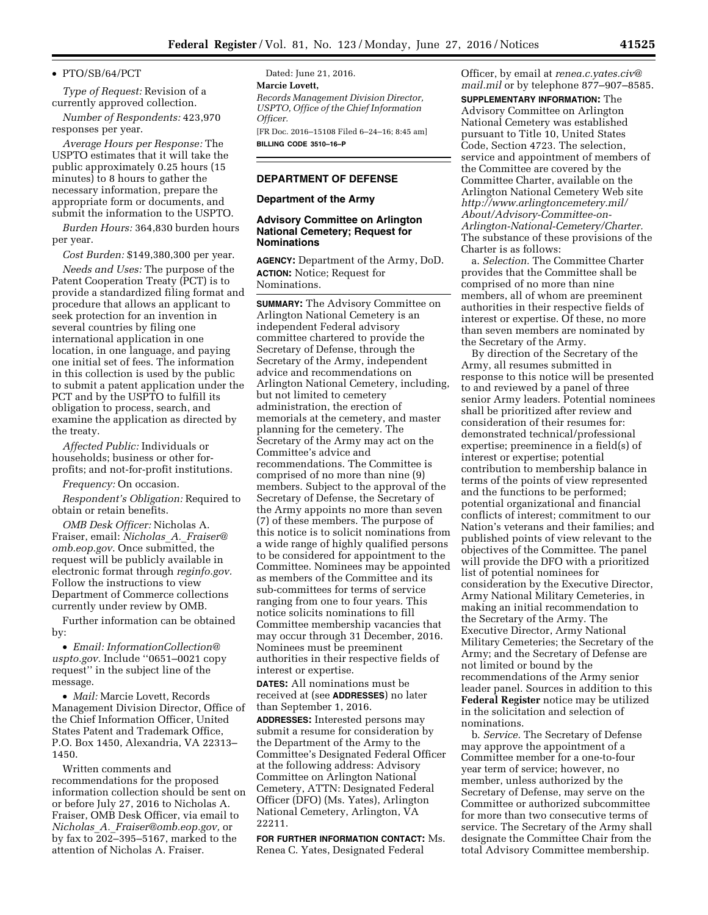• PTO/SB/64/PCT

*Type of Request:* Revision of a currently approved collection.

*Number of Respondents:* 423,970 responses per year.

*Average Hours per Response:* The USPTO estimates that it will take the public approximately 0.25 hours (15 minutes) to 8 hours to gather the necessary information, prepare the appropriate form or documents, and submit the information to the USPTO.

*Burden Hours:* 364,830 burden hours per year.

*Cost Burden:* $149,380,300 per year.

*Needs and Uses:* The purpose of the Patent Cooperation Treaty (PCT) is to provide a standardized filing format and procedure that allows an applicant to seek protection for an invention in several countries by filing one international application in one location, in one language, and paying one initial set of fees. The information in this collection is used by the public to submit a patent application under the PCT and by the USPTO to fulfill its obligation to process, search, and examine the application as directed by the treaty.

*Affected Public:* Individuals or households; business or other for-profits; and not-for-profit institutions.

*Frequency:* On occasion.

*Respondent's Obligation:* Required to obtain or retain benefits.

*OMB Desk Officer:* Nicholas A. Fraiser, email: *Nicholas_A._Fraiser@omb.eop.gov*. Once submitted, the request will be publicly available in electronic format through *reginfo.gov.* Follow the instructions to view Department of Commerce collections currently under review by OMB.

Further information can be obtained by:

• *Email: InformationCollection@uspto.gov.* Include ''0651–0021 copy request'' in the subject line of the message.

• *Mail:* Marcie Lovett, Records Management Division Director, Office of the Chief Information Officer, United States Patent and Trademark Office, P.O. Box 1450, Alexandria, VA 22313–1450.

Written comments and recommendations for the proposed information collection should be sent on or before July 27, 2016 to Nicholas A. Fraiser, OMB Desk Officer, via email to *Nicholas_A._Fraiser@omb.eop.gov,* or by fax to 202–395–5167, marked to the attention of Nicholas A. Fraiser.

Dated: June 21, 2016.

**Marcie Lovett,**

*Records Management Division Director, USPTO, Office of the Chief Information Officer.*

[FR Doc. 2016–15108 Filed 6–24–16; 8:45 am]

**BILLING CODE 3510–16–P**

## DEPARTMENT OF DEFENSE

### Department of the Army

### Advisory Committee on Arlington National Cemetery; Request for Nominations

**AGENCY:** Department of the Army, DoD.

**ACTION:** Notice; Request for Nominations.

**SUMMARY:** The Advisory Committee on Arlington National Cemetery is an independent Federal advisory committee chartered to provide the Secretary of Defense, through the Secretary of the Army, independent advice and recommendations on Arlington National Cemetery, including, but not limited to cemetery administration, the erection of memorials at the cemetery, and master planning for the cemetery. The Secretary of the Army may act on the Committee's advice and recommendations. The Committee is comprised of no more than nine (9) members. Subject to the approval of the Secretary of Defense, the Secretary of the Army appoints no more than seven (7) of these members. The purpose of this notice is to solicit nominations from a wide range of highly qualified persons to be considered for appointment to the Committee. Nominees may be appointed as members of the Committee and its sub-committees for terms of service ranging from one to four years. This notice solicits nominations to fill Committee membership vacancies that may occur through 31 December, 2016. Nominees must be preeminent authorities in their respective fields of interest or expertise.

**DATES:** All nominations must be received at (see **ADDRESSES**) no later than September 1, 2016.

**ADDRESSES:** Interested persons may submit a resume for consideration by the Department of the Army to the Committee's Designated Federal Officer at the following address: Advisory Committee on Arlington National Cemetery, ATTN: Designated Federal Officer (DFO) (Ms. Yates), Arlington National Cemetery, Arlington, VA 22211.

**FOR FURTHER INFORMATION CONTACT:** Ms. Renea C. Yates, Designated Federal Officer, by email at *renea.c.yates.civ@mail.mil* or by telephone 877–907–8585.

**SUPPLEMENTARY INFORMATION:** The Advisory Committee on Arlington National Cemetery was established pursuant to Title 10, United States Code, Section 4723. The selection, service and appointment of members of the Committee are covered by the Committee Charter, available on the Arlington National Cemetery Web site *http://www.arlingtoncemetery.mil/About/Advisory-Committee-on-Arlington-National-Cemetery/Charter.* The substance of these provisions of the Charter is as follows:

a. *Selection.* The Committee Charter provides that the Committee shall be comprised of no more than nine members, all of whom are preeminent authorities in their respective fields of interest or expertise. Of these, no more than seven members are nominated by the Secretary of the Army.

By direction of the Secretary of the Army, all resumes submitted in response to this notice will be presented to and reviewed by a panel of three senior Army leaders. Potential nominees shall be prioritized after review and consideration of their resumes for: demonstrated technical/professional expertise; preeminence in a field(s) of interest or expertise; potential contribution to membership balance in terms of the points of view represented and the functions to be performed; potential organizational and financial conflicts of interest; commitment to our Nation's veterans and their families; and published points of view relevant to the objectives of the Committee. The panel will provide the DFO with a prioritized list of potential nominees for consideration by the Executive Director, Army National Military Cemeteries, in making an initial recommendation to the Secretary of the Army. The Executive Director, Army National Military Cemeteries; the Secretary of the Army; and the Secretary of Defense are not limited or bound by the recommendations of the Army senior leader panel. Sources in addition to this **Federal Register** notice may be utilized in the solicitation and selection of nominations.

b. *Service.* The Secretary of Defense may approve the appointment of a Committee member for a one-to-four year term of service; however, no member, unless authorized by the Secretary of Defense, may serve on the Committee or authorized subcommittee for more than two consecutive terms of service. The Secretary of the Army shall designate the Committee Chair from the total Advisory Committee membership.